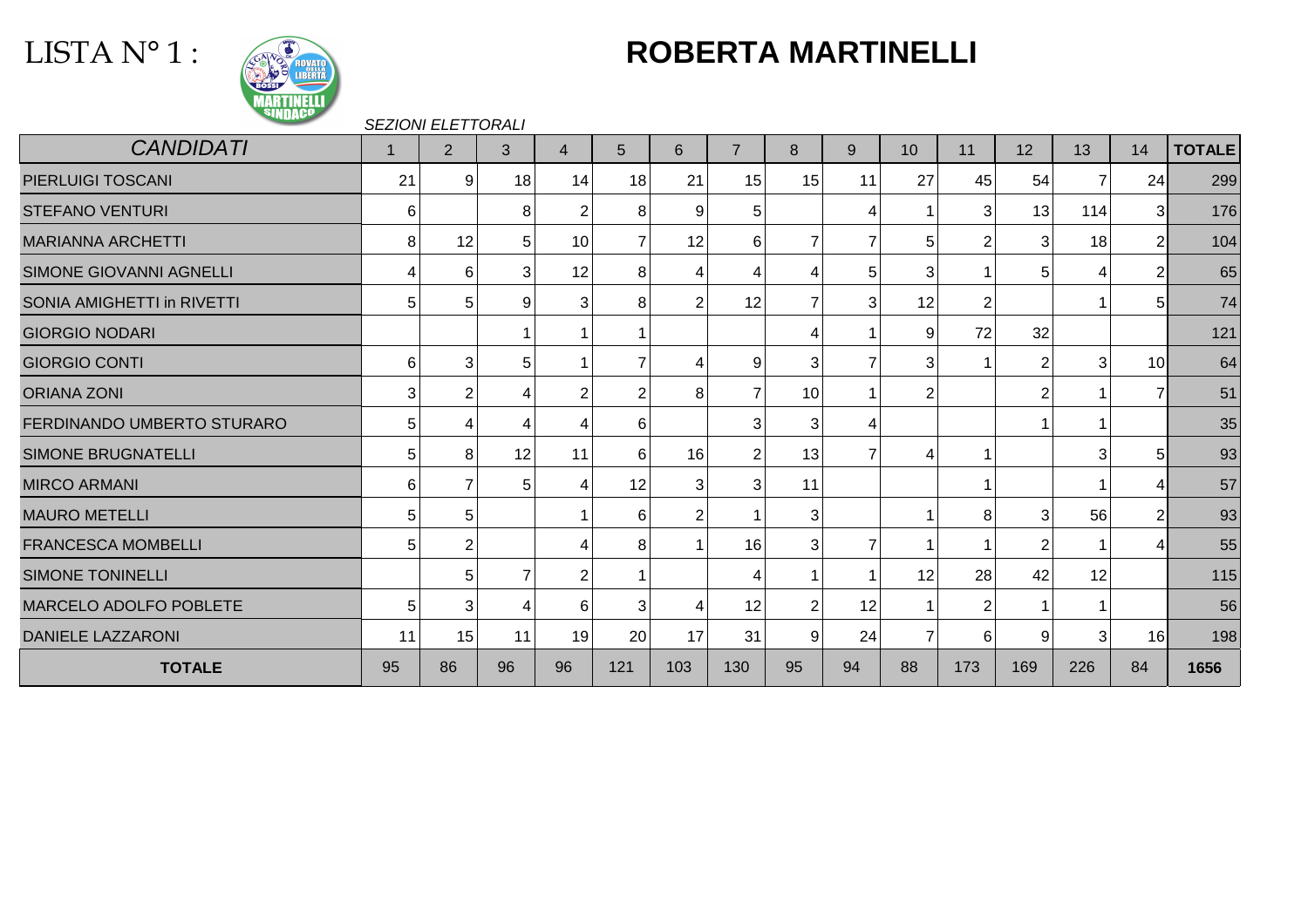LISTA N° 1 :

# ROBERTA MARTINELLI

*SEZIONI ELETTORALI*

| *CANDIDATI* | 1 | 2 | 3 | 4 | 5 | 6 | 7 | 8 | 9 | 10 | 11 | 12 | 13 | 14 | **TOTALE** |
|---|---|---|---|---|---|---|---|---|---|---|---|---|---|---|---|
| PIERLUIGI TOSCANI | 21 | 9 | 18 | 14 | 18 | 21 | 15 | 15 | 11 | 27 | 45 | 54 | 7 | 24 | 299 |
| STEFANO VENTURI | 6 | | 8 | 2 | 8 | 9 | 5 | | 4 | 1 | 3 | 13 | 114 | 3 | 176 |
| MARIANNA ARCHETTI | 8 | 12 | 5 | 10 | 7 | 12 | 6 | 7 | 7 | 5 | 2 | 3 | 18 | 2 | 104 |
| SIMONE GIOVANNI AGNELLI | 4 | 6 | 3 | 12 | 8 | 4 | 4 | 4 | 5 | 3 | 1 | 5 | 4 | 2 | 65 |
| SONIA AMIGHETTI in RIVETTI | 5 | 5 | 9 | 3 | 8 | 2 | 12 | 7 | 3 | 12 | 2 | | 1 | 5 | 74 |
| GIORGIO NODARI | | | 1 | 1 | 1 | | | 4 | 1 | 9 | 72 | 32 | | | 121 |
| GIORGIO CONTI | 6 | 3 | 5 | 1 | 7 | 4 | 9 | 3 | 7 | 3 | 1 | 2 | 3 | 10 | 64 |
| ORIANA ZONI | 3 | 2 | 4 | 2 | 2 | 8 | 7 | 10 | 1 | 2 | | 2 | 1 | 7 | 51 |
| FERDINANDO UMBERTO STURARO | 5 | 4 | 4 | 4 | 6 | | 3 | 3 | 4 | | | 1 | 1 | | 35 |
| SIMONE BRUGNATELLI | 5 | 8 | 12 | 11 | 6 | 16 | 2 | 13 | 7 | 4 | 1 | | 3 | 5 | 93 |
| MIRCO ARMANI | 6 | 7 | 5 | 4 | 12 | 3 | 3 | 11 | | | 1 | | 1 | 4 | 57 |
| MAURO METELLI | 5 | 5 | | 1 | 6 | 2 | 1 | 3 | | 1 | 8 | 3 | 56 | 2 | 93 |
| FRANCESCA MOMBELLI | 5 | 2 | | 4 | 8 | 1 | 16 | 3 | 7 | 1 | 1 | 2 | 1 | 4 | 55 |
| SIMONE TONINELLI | | 5 | 7 | 2 | 1 | | 4 | 1 | 1 | 12 | 28 | 42 | 12 | | 115 |
| MARCELO ADOLFO POBLETE | 5 | 3 | 4 | 6 | 3 | 4 | 12 | 2 | 12 | 1 | 2 | 1 | 1 | | 56 |
| DANIELE LAZZARONI | 11 | 15 | 11 | 19 | 20 | 17 | 31 | 9 | 24 | 7 | 6 | 9 | 3 | 16 | 198 |
| **TOTALE** | 95 | 86 | 96 | 96 | 121 | 103 | 130 | 95 | 94 | 88 | 173 | 169 | 226 | 84 | **1656** |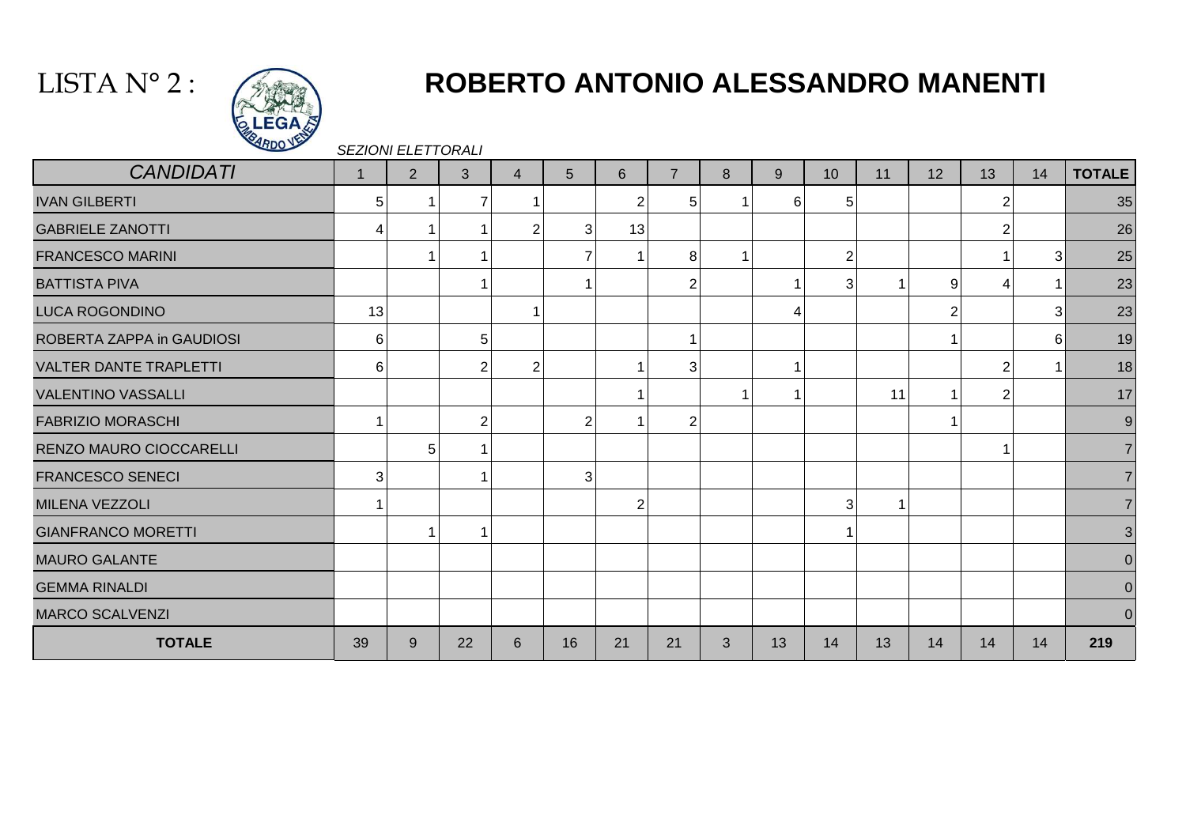# LISTA N° 2 : ROBERTO ANTONIO ALESSANDRO MANENTI

*SEZIONI ELETTORALI*

| *CANDIDATI* | 1 | 2 | 3 | 4 | 5 | 6 | 7 | 8 | 9 | 10 | 11 | 12 | 13 | 14 | TOTALE |
|---|---|---|---|---|---|---|---|---|---|---|---|---|---|---|---|
| IVAN GILBERTI | 5 | 1 | 7 | 1 | | 2 | 5 | 1 | 6 | 5 | | | 2 | | 35 |
| GABRIELE ZANOTTI | 4 | 1 | 1 | 2 | 3 | 13 | | | | | | | 2 | | 26 |
| FRANCESCO MARINI | | 1 | 1 | | 7 | 1 | 8 | 1 | | 2 | | | 1 | 3 | 25 |
| BATTISTA PIVA | | | 1 | | 1 | | 2 | | 1 | 3 | 1 | 9 | 4 | 1 | 23 |
| LUCA ROGONDINO | 13 | | | 1 | | | | | 4 | | | 2 | | 3 | 23 |
| ROBERTA ZAPPA in GAUDIOSI | 6 | | 5 | | | | 1 | | | | | 1 | | 6 | 19 |
| VALTER DANTE TRAPLETTI | 6 | | 2 | 2 | | 1 | 3 | | 1 | | | | 2 | 1 | 18 |
| VALENTINO VASSALLI | | | | | | 1 | | 1 | 1 | | 11 | 1 | 2 | | 17 |
| FABRIZIO MORASCHI | 1 | | 2 | | 2 | 1 | 2 | | | | | 1 | | | 9 |
| RENZO MAURO CIOCCARELLI | | 5 | 1 | | | | | | | | | | 1 | | 7 |
| FRANCESCO SENECI | 3 | | 1 | | 3 | | | | | | | | | | 7 |
| MILENA VEZZOLI | 1 | | | | | 2 | | | | 3 | 1 | | | | 7 |
| GIANFRANCO MORETTI | | 1 | 1 | | | | | | | 1 | | | | | 3 |
| MAURO GALANTE | | | | | | | | | | | | | | | 0 |
| GEMMA RINALDI | | | | | | | | | | | | | | | 0 |
| MARCO SCALVENZI | | | | | | | | | | | | | | | 0 |
| **TOTALE** | 39 | 9 | 22 | 6 | 16 | 21 | 21 | 3 | 13 | 14 | 13 | 14 | 14 | 14 | **219** |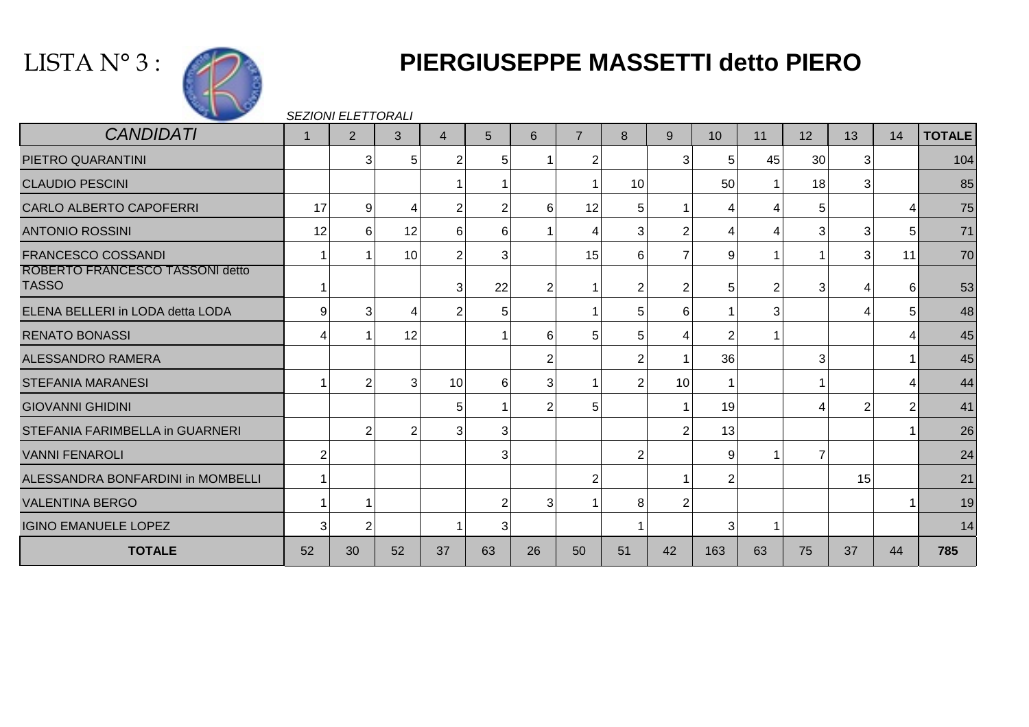# LISTA N° 3 : PIERGIUSEPPE MASSETTI detto PIERO

*SEZIONI ELETTORALI*

| *CANDIDATI* | 1 | 2 | 3 | 4 | 5 | 6 | 7 | 8 | 9 | 10 | 11 | 12 | 13 | 14 | **TOTALE** |
|---|---|---|---|---|---|---|---|---|---|---|---|---|---|---|---|
| PIETRO QUARANTINI | | 3 | 5 | 2 | 5 | 1 | 2 | | 3 | 5 | 45 | 30 | 3 | | 104 |
| CLAUDIO PESCINI | | | | 1 | 1 | | 1 | 10 | | 50 | 1 | 18 | 3 | | 85 |
| CARLO ALBERTO CAPOFERRI | 17 | 9 | 4 | 2 | 2 | 6 | 12 | 5 | 1 | 4 | 4 | 5 | | 4 | 75 |
| ANTONIO ROSSINI | 12 | 6 | 12 | 6 | 6 | 1 | 4 | 3 | 2 | 4 | 4 | 3 | 3 | 5 | 71 |
| FRANCESCO COSSANDI | 1 | 1 | 10 | 2 | 3 | | 15 | 6 | 7 | 9 | 1 | 1 | 3 | 11 | 70 |
| ROBERTO FRANCESCO TASSONI detto TASSO | 1 | | | 3 | 22 | 2 | 1 | 2 | 2 | 5 | 2 | 3 | 4 | 6 | 53 |
| ELENA BELLERI in LODA detta LODA | 9 | 3 | 4 | 2 | 5 | | 1 | 5 | 6 | 1 | 3 | | 4 | 5 | 48 |
| RENATO BONASSI | 4 | 1 | 12 | | 1 | 6 | 5 | 5 | 4 | 2 | 1 | | | 4 | 45 |
| ALESSANDRO RAMERA | | | | | | 2 | | 2 | 1 | 36 | | 3 | | 1 | 45 |
| STEFANIA MARANESI | 1 | 2 | 3 | 10 | 6 | 3 | 1 | 2 | 10 | 1 | | 1 | | 4 | 44 |
| GIOVANNI GHIDINI | | | | 5 | 1 | 2 | 5 | | 1 | 19 | | 4 | 2 | 2 | 41 |
| STEFANIA FARIMBELLA in GUARNERI | | 2 | 2 | 3 | 3 | | | | 2 | 13 | | | | 1 | 26 |
| VANNI FENAROLI | 2 | | | | 3 | | | 2 | | 9 | 1 | 7 | | | 24 |
| ALESSANDRA BONFARDINI in MOMBELLI | 1 | | | | | | 2 | | 1 | 2 | | | 15 | | 21 |
| VALENTINA BERGO | 1 | 1 | | | 2 | 3 | 1 | 8 | 2 | | | | | 1 | 19 |
| IGINO EMANUELE LOPEZ | 3 | 2 | | 1 | 3 | | | 1 | | 3 | 1 | | | | 14 |
| **TOTALE** | 52 | 30 | 52 | 37 | 63 | 26 | 50 | 51 | 42 | 163 | 63 | 75 | 37 | 44 | **785** |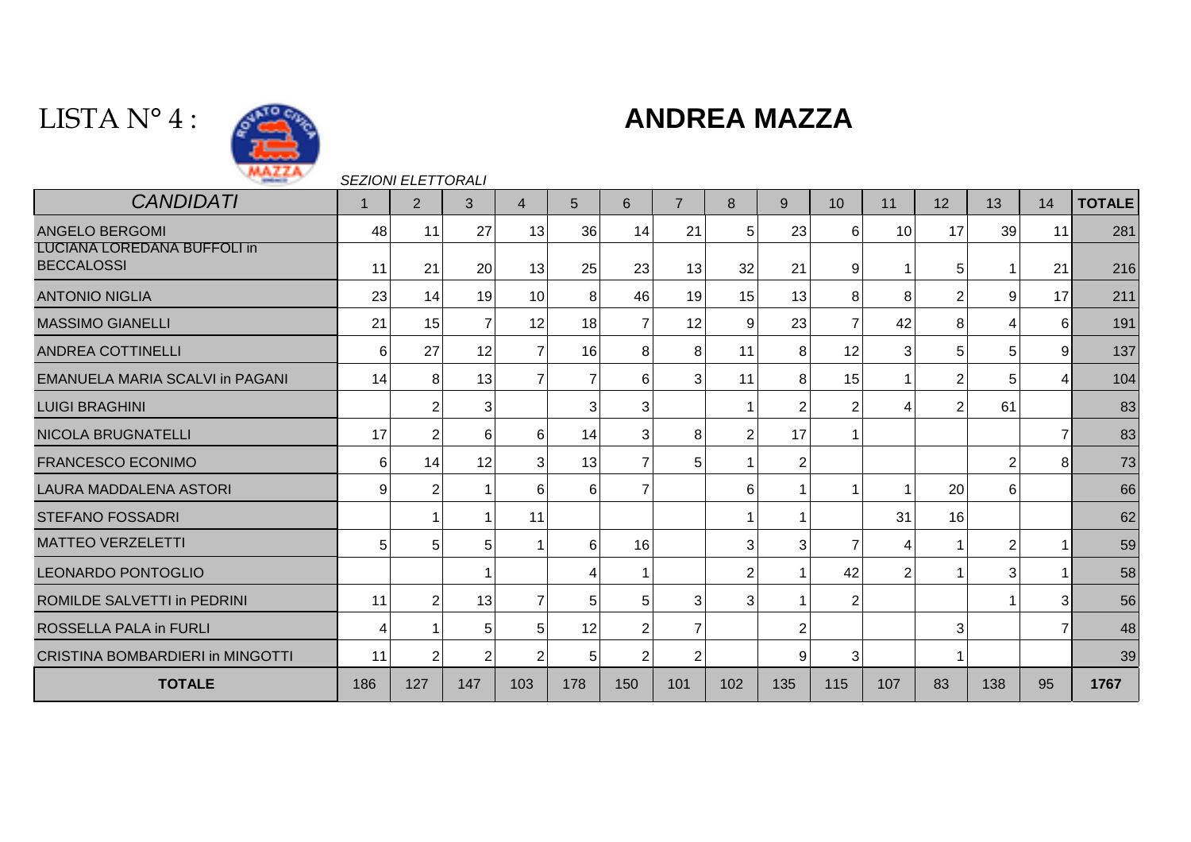# LISTA N° 4 : **ANDREA MAZZA**

*SEZIONI ELETTORALI*

| *CANDIDATI* | 1 | 2 | 3 | 4 | 5 | 6 | 7 | 8 | 9 | 10 | 11 | 12 | 13 | 14 | TOTALE |
|---|---|---|---|---|---|---|---|---|---|---|---|---|---|---|---|
| ANGELO BERGOMI | 48 | 11 | 27 | 13 | 36 | 14 | 21 | 5 | 23 | 6 | 10 | 17 | 39 | 11 | 281 |
| LUCIANA LOREDANA BUFFOLI in BECCALOSSI | 11 | 21 | 20 | 13 | 25 | 23 | 13 | 32 | 21 | 9 | 1 | 5 | 1 | 21 | 216 |
| ANTONIO NIGLIA | 23 | 14 | 19 | 10 | 8 | 46 | 19 | 15 | 13 | 8 | 8 | 2 | 9 | 17 | 211 |
| MASSIMO GIANELLI | 21 | 15 | 7 | 12 | 18 | 7 | 12 | 9 | 23 | 7 | 42 | 8 | 4 | 6 | 191 |
| ANDREA COTTINELLI | 6 | 27 | 12 | 7 | 16 | 8 | 8 | 11 | 8 | 12 | 3 | 5 | 5 | 9 | 137 |
| EMANUELA MARIA SCALVI in PAGANI | 14 | 8 | 13 | 7 | 7 | 6 | 3 | 11 | 8 | 15 | 1 | 2 | 5 | 4 | 104 |
| LUIGI BRAGHINI | | 2 | 3 | | 3 | 3 | | 1 | 2 | 2 | 4 | 2 | 61 | | 83 |
| NICOLA BRUGNATELLI | 17 | 2 | 6 | 6 | 14 | 3 | 8 | 2 | 17 | 1 | | | | 7 | 83 |
| FRANCESCO ECONIMO | 6 | 14 | 12 | 3 | 13 | 7 | 5 | 1 | 2 | | | | 2 | 8 | 73 |
| LAURA MADDALENA ASTORI | 9 | 2 | 1 | 6 | 6 | 7 | | 6 | 1 | 1 | 1 | 20 | 6 | | 66 |
| STEFANO FOSSADRI | | 1 | 1 | 11 | | | | 1 | 1 | | 31 | 16 | | | 62 |
| MATTEO VERZELETTI | 5 | 5 | 5 | 1 | 6 | 16 | | 3 | 3 | 7 | 4 | 1 | 2 | 1 | 59 |
| LEONARDO PONTOGLIO | | | 1 | | 4 | 1 | | 2 | 1 | 42 | 2 | 1 | 3 | 1 | 58 |
| ROMILDE SALVETTI in PEDRINI | 11 | 2 | 13 | 7 | 5 | 5 | 3 | 3 | 1 | 2 | | | 1 | 3 | 56 |
| ROSSELLA PALA in FURLI | 4 | 1 | 5 | 5 | 12 | 2 | 7 | | 2 | | | 3 | | 7 | 48 |
| CRISTINA BOMBARDIERI in MINGOTTI | 11 | 2 | 2 | 2 | 5 | 2 | 2 | | 9 | 3 | | 1 | | | 39 |
| **TOTALE** | 186 | 127 | 147 | 103 | 178 | 150 | 101 | 102 | 135 | 115 | 107 | 83 | 138 | 95 | **1767** |